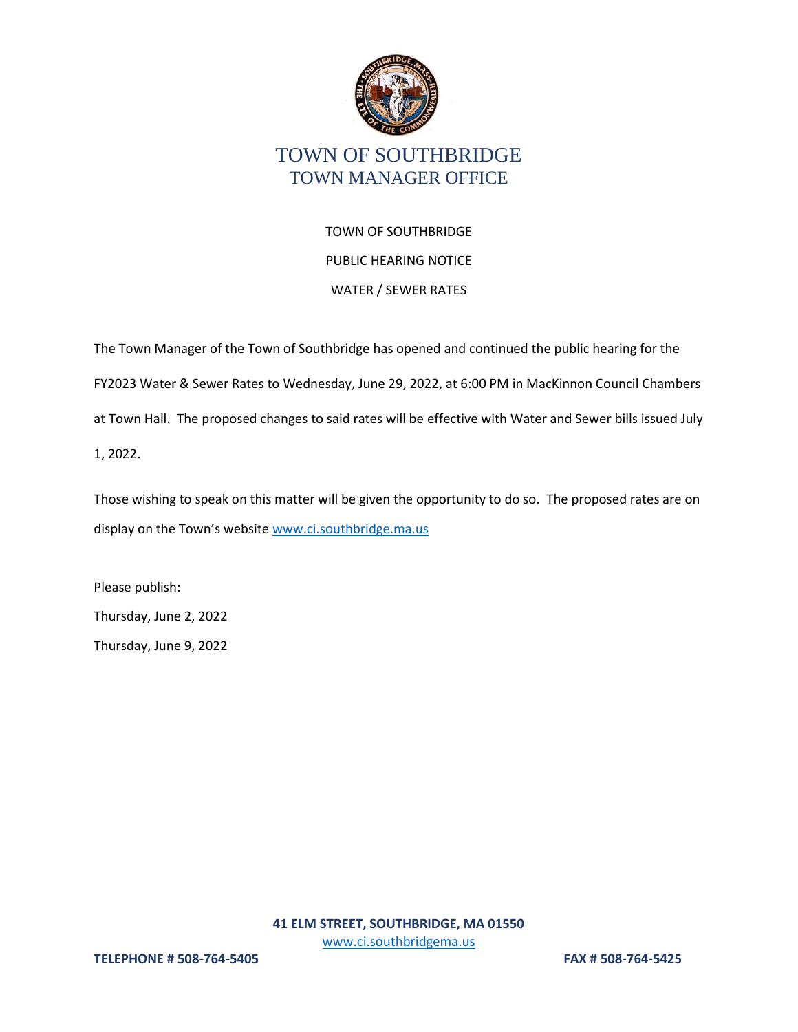# TOWN OF SOUTHBRIDGE
## TOWN MANAGER OFFICE

TOWN OF SOUTHBRIDGE

PUBLIC HEARING NOTICE

WATER / SEWER RATES

The Town Manager of the Town of Southbridge has opened and continued the public hearing for the FY2023 Water & Sewer Rates to Wednesday, June 29, 2022, at 6:00 PM in MacKinnon Council Chambers at Town Hall. The proposed changes to said rates will be effective with Water and Sewer bills issued July 1, 2022.

Those wishing to speak on this matter will be given the opportunity to do so. The proposed rates are on display on the Town's website www.ci.southbridge.ma.us

Please publish:

Thursday, June 2, 2022

Thursday, June 9, 2022

**41 ELM STREET, SOUTHBRIDGE, MA 01550**

www.ci.southbridgema.us

**TELEPHONE # 508-764-5405** **FAX # 508-764-5425**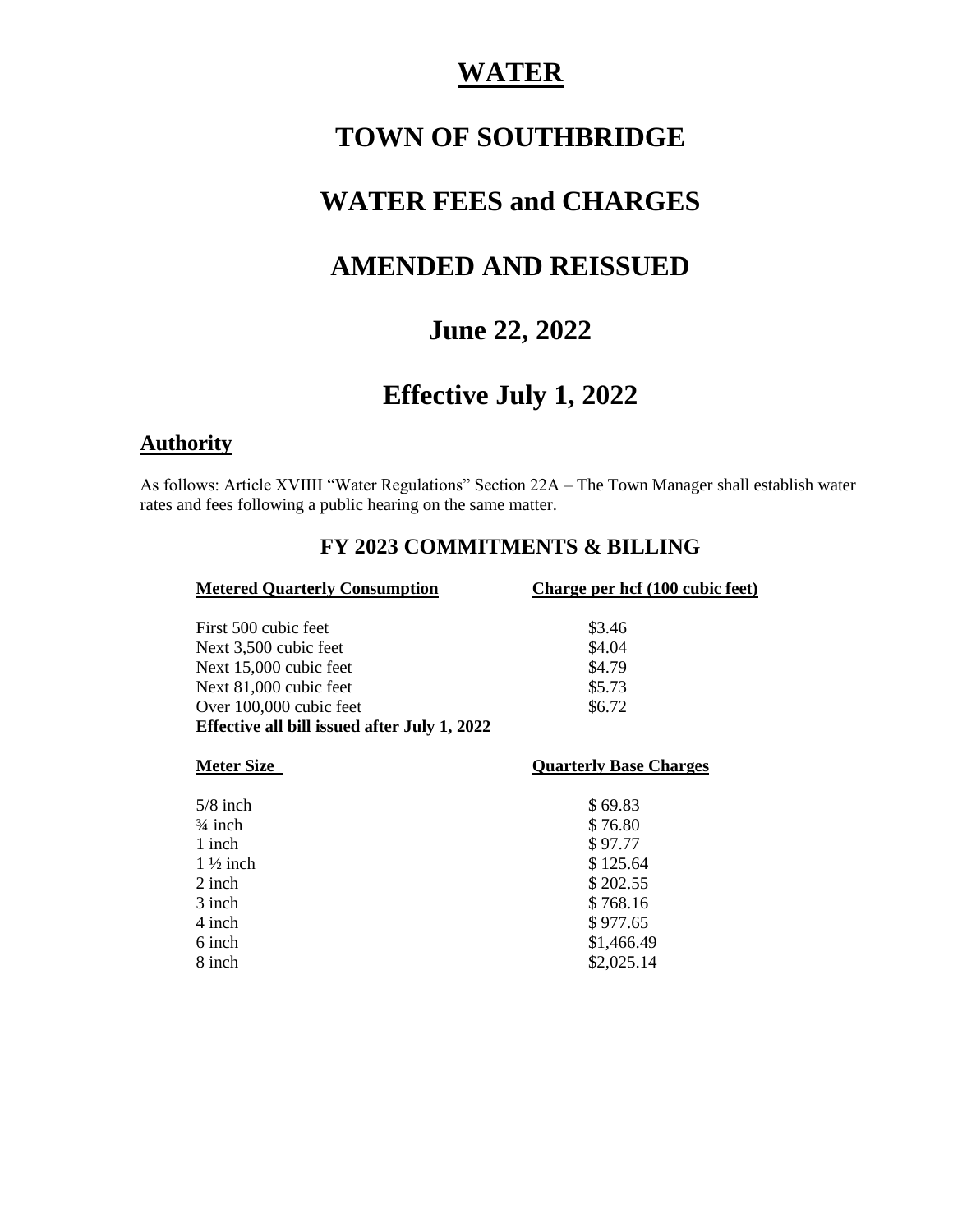# WATER

# TOWN OF SOUTHBRIDGE

# WATER FEES and CHARGES

# AMENDED AND REISSUED

## June 22, 2022

# Effective July 1, 2022

## Authority

As follows: Article XVIIII "Water Regulations" Section 22A – The Town Manager shall establish water rates and fees following a public hearing on the same matter.

### FY 2023 COMMITMENTS & BILLING

| Metered Quarterly Consumption | Charge per hcf (100 cubic feet) |
|---|---|
| First 500 cubic feet | $3.46 |
| Next 3,500 cubic feet | $4.04 |
| Next 15,000 cubic feet | $4.79 |
| Next 81,000 cubic feet | $5.73 |
| Over 100,000 cubic feet | $6.72 |

**Effective all bill issued after July 1, 2022**

| Meter Size | Quarterly Base Charges |
|---|---|
| 5/8 inch | $ 69.83 |
| ¾ inch | $ 76.80 |
| 1 inch | $ 97.77 |
| 1 ½ inch | $ 125.64 |
| 2 inch | $ 202.55 |
| 3 inch | $ 768.16 |
| 4 inch | $ 977.65 |
| 6 inch | $1,466.49 |
| 8 inch | $2,025.14 |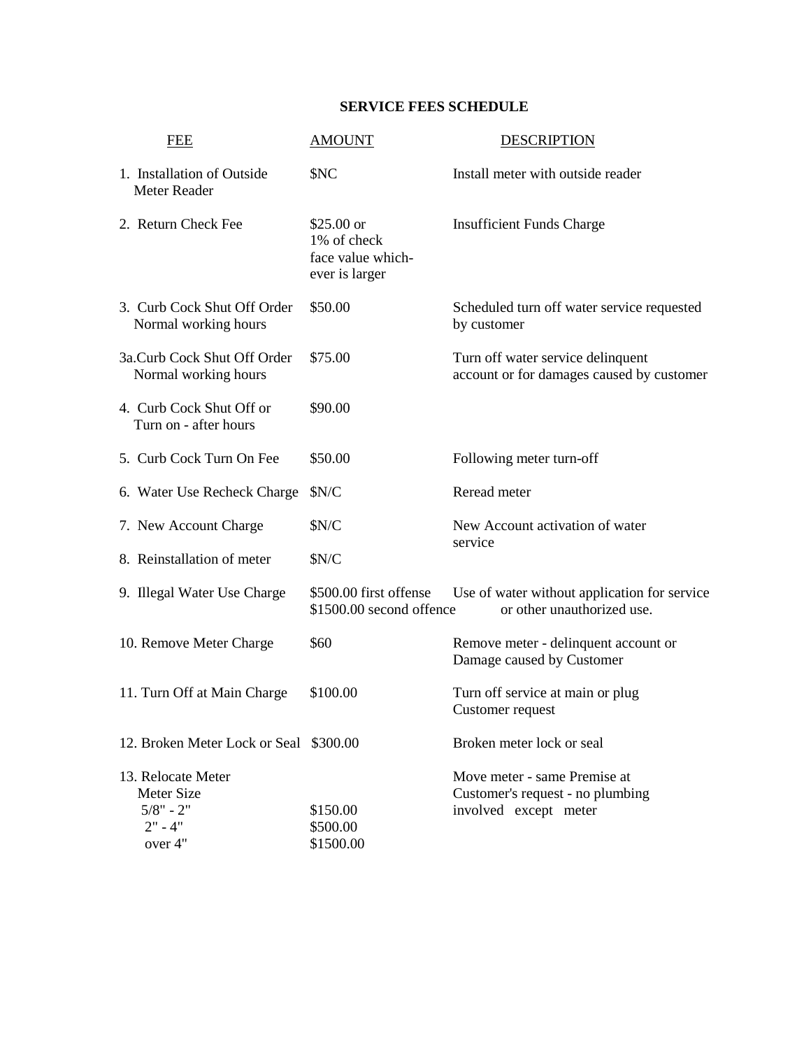## SERVICE FEES SCHEDULE

| FEE | AMOUNT | DESCRIPTION |
|---|---|---|
| 1. Installation of Outside Meter Reader | $NC | Install meter with outside reader |
| 2. Return Check Fee | $25.00 or 1% of check face value which-ever is larger | Insufficient Funds Charge |
| 3. Curb Cock Shut Off Order Normal working hours | $50.00 | Scheduled turn off water service requested by customer |
| 3a.Curb Cock Shut Off Order Normal working hours | $75.00 | Turn off water service delinquent account or for damages caused by customer |
| 4. Curb Cock Shut Off or Turn on - after hours | $90.00 | |
| 5. Curb Cock Turn On Fee | $50.00 | Following meter turn-off |
| 6. Water Use Recheck Charge | $N/C | Reread meter |
| 7. New Account Charge | $N/C | New Account activation of water service |
| 8. Reinstallation of meter | $N/C | |
| 9. Illegal Water Use Charge | $500.00 first offense<br>$1500.00 second offence | Use of water without application for service or other unauthorized use. |
| 10. Remove Meter Charge | $60 | Remove meter - delinquent account or Damage caused by Customer |
| 11. Turn Off at Main Charge | $100.00 | Turn off service at main or plug Customer request |
| 12. Broken Meter Lock or Seal | $300.00 | Broken meter lock or seal |
| 13. Relocate Meter<br>Meter Size | | Move meter - same Premise at Customer's request - no plumbing involved except meter |
| 5/8" - 2" | $150.00 | |
| 2" - 4" | $500.00 | |
| over 4" | $1500.00 | |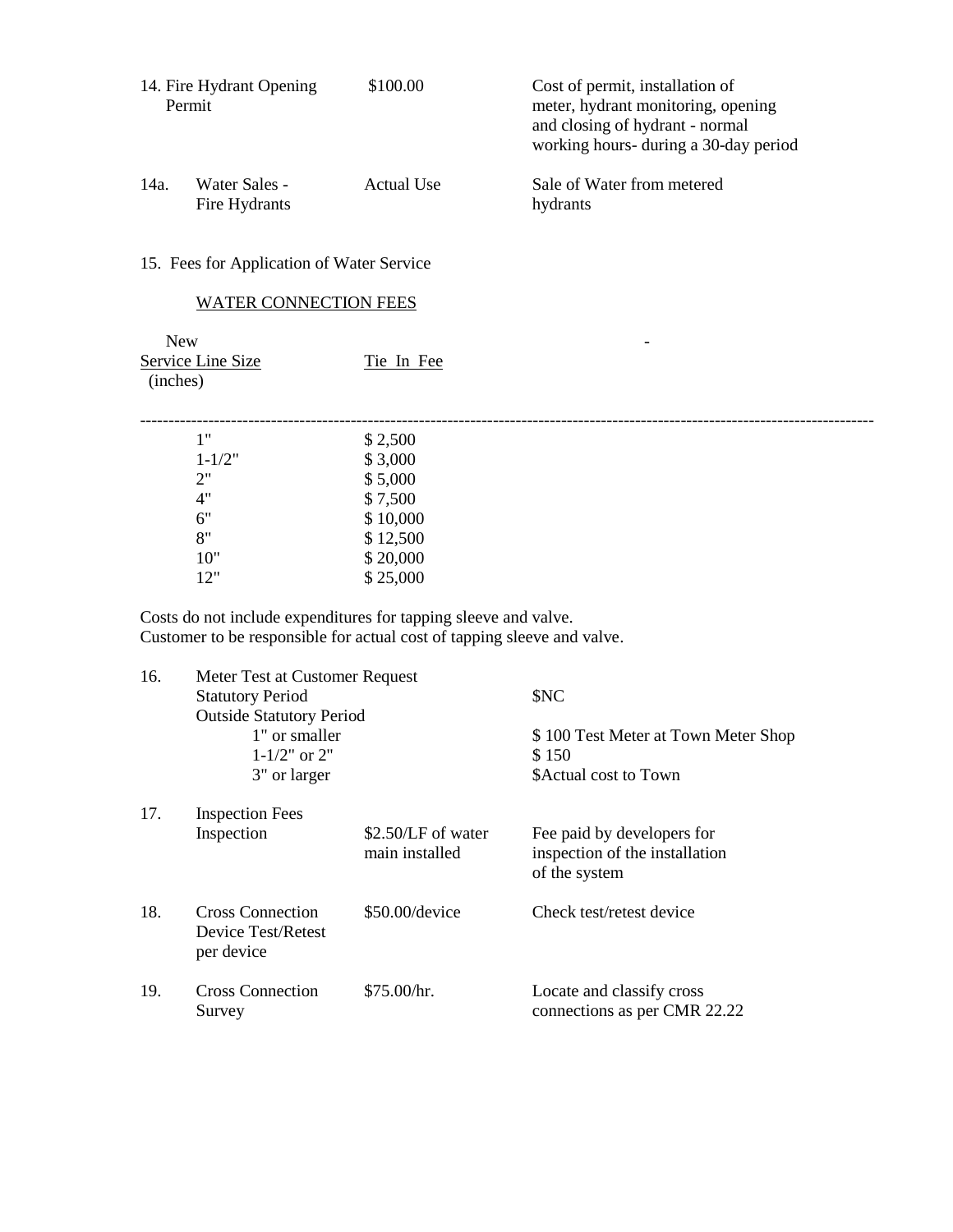| | | |
|---|---|---|
| 14. Fire Hydrant Opening Permit | $100.00 | Cost of permit, installation of meter, hydrant monitoring, opening and closing of hydrant - normal working hours- during a 30-day period |
| 14a. Water Sales - Fire Hydrants | Actual Use | Sale of Water from metered hydrants |

15. Fees for Application of Water Service

WATER CONNECTION FEES

| New Service Line Size (inches) | Tie In Fee |
|---|---|
| 1" | $ 2,500 |
| 1-1/2" | $ 3,000 |
| 2" | $ 5,000 |
| 4" | $ 7,500 |
| 6" | $ 10,000 |
| 8" | $ 12,500 |
| 10" | $ 20,000 |
| 12" | $ 25,000 |

Costs do not include expenditures for tapping sleeve and valve.
Customer to be responsible for actual cost of tapping sleeve and valve.

| | | | |
|---|---|---|---|
| 16. | Meter Test at Customer Request | | |
| | Statutory Period | | $NC |
| | Outside Statutory Period | | |
| | 1" or smaller | | $ 100 Test Meter at Town Meter Shop |
| | 1-1/2" or 2" | | $ 150 |
| | 3" or larger | | $Actual cost to Town |
| 17. | Inspection Fees | | |
| | Inspection | $2.50/LF of water main installed | Fee paid by developers for inspection of the installation of the system |
| 18. | Cross Connection Device Test/Retest per device | $50.00/device | Check test/retest device |
| 19. | Cross Connection Survey | $75.00/hr. | Locate and classify cross connections as per CMR 22.22 |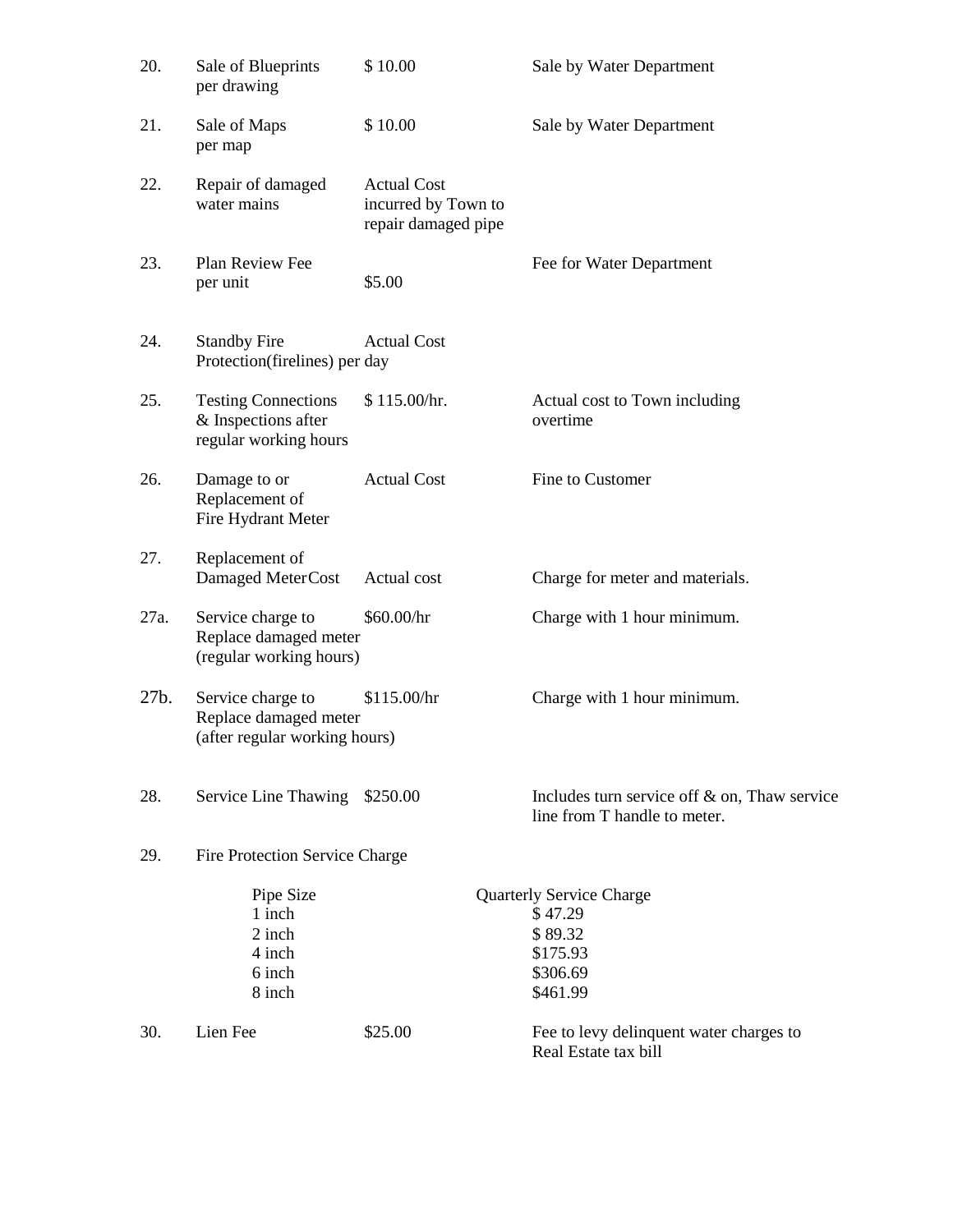| No. | Item | Fee | Notes |
|---|---|---|---|
| 20. | Sale of Blueprints per drawing | $ 10.00 | Sale by Water Department |
| 21. | Sale of Maps per map | $ 10.00 | Sale by Water Department |
| 22. | Repair of damaged water mains | Actual Cost incurred by Town to repair damaged pipe | |
| 23. | Plan Review Fee per unit | $5.00 | Fee for Water Department |
| 24. | Standby Fire Protection(firelines) per day | Actual Cost | |
| 25. | Testing Connections & Inspections after regular working hours | $ 115.00/hr. | Actual cost to Town including overtime |
| 26. | Damage to or Replacement of Fire Hydrant Meter | Actual Cost | Fine to Customer |
| 27. | Replacement of Damaged MeterCost | Actual cost | Charge for meter and materials. |
| 27a. | Service charge to Replace damaged meter (regular working hours) | $60.00/hr | Charge with 1 hour minimum. |
| 27b. | Service charge to Replace damaged meter (after regular working hours) | $115.00/hr | Charge with 1 hour minimum. |
| 28. | Service Line Thawing | $250.00 | Includes turn service off & on, Thaw service line from T handle to meter. |

29. Fire Protection Service Charge

| Pipe Size | Quarterly Service Charge |
|---|---|
| 1 inch | $ 47.29 |
| 2 inch | $ 89.32 |
| 4 inch | $175.93 |
| 6 inch | $306.69 |
| 8 inch | $461.99 |

| No. | Item | Fee | Notes |
|---|---|---|---|
| 30. | Lien Fee | $25.00 | Fee to levy delinquent water charges to Real Estate tax bill |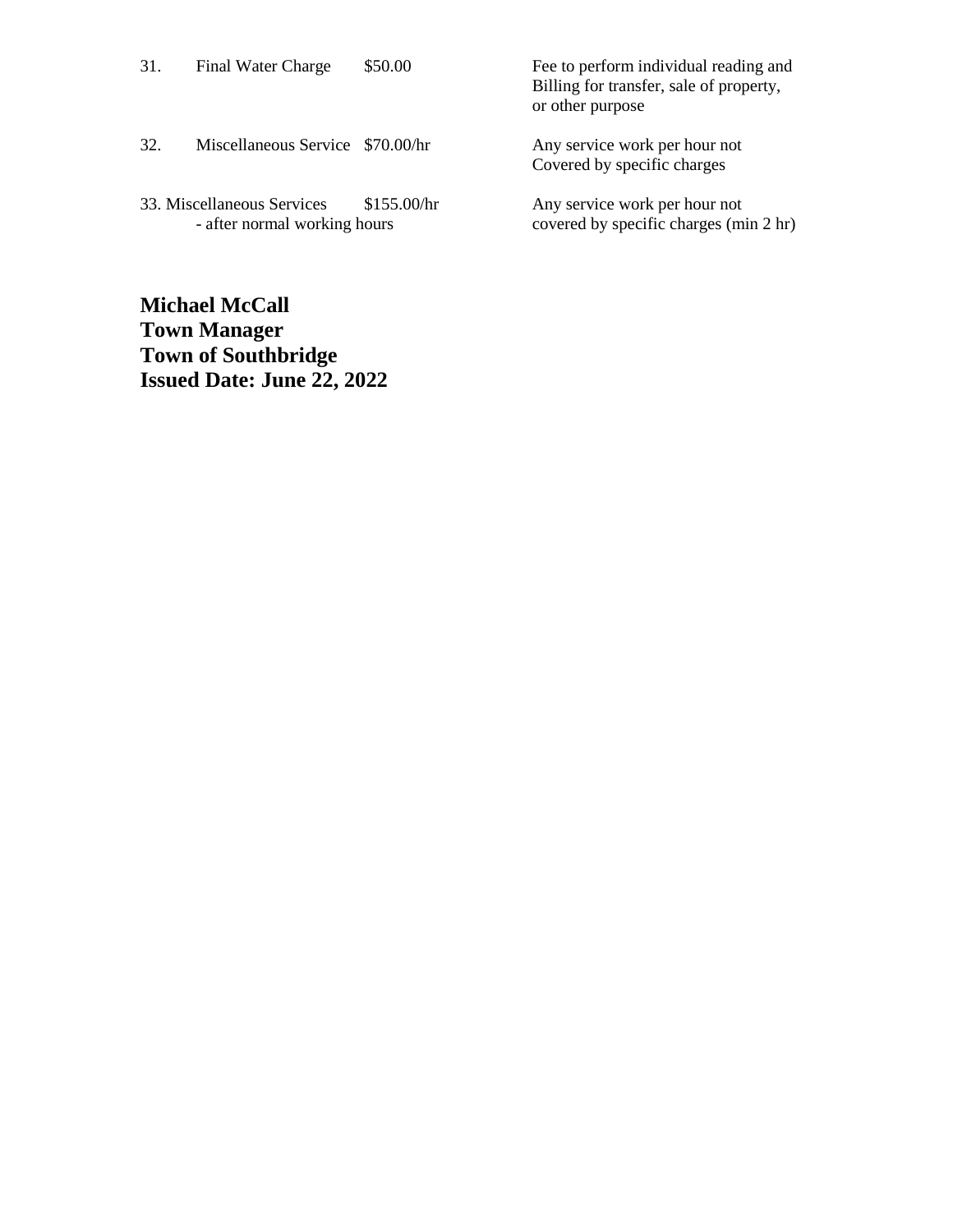| | | | |
|---|---|---|---|
| 31. | Final Water Charge | $50.00 | Fee to perform individual reading and Billing for transfer, sale of property, or other purpose |
| 32. | Miscellaneous Service | $70.00/hr | Any service work per hour not Covered by specific charges |
| 33. | Miscellaneous Services - after normal working hours | $155.00/hr | Any service work per hour not covered by specific charges (min 2 hr) |

**Michael McCall**
**Town Manager**
**Town of Southbridge**
**Issued Date: June 22, 2022**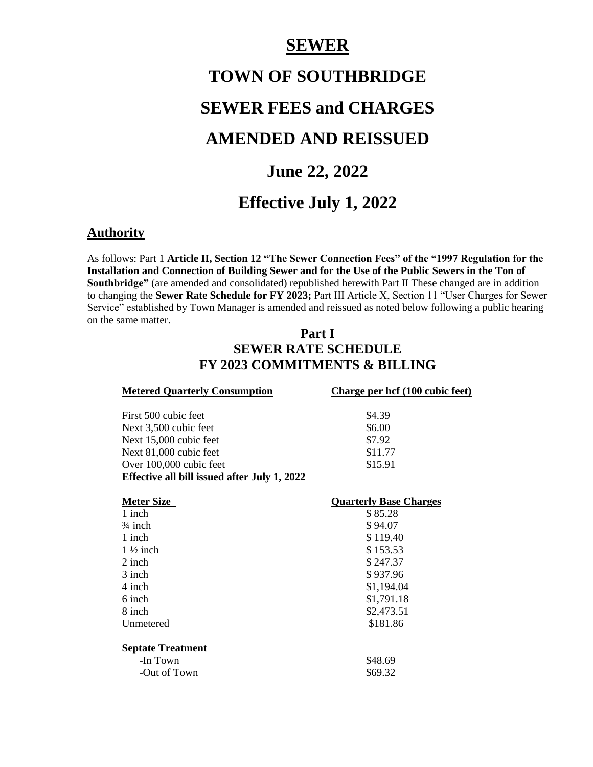# SEWER

# TOWN OF SOUTHBRIDGE

# SEWER FEES and CHARGES

# AMENDED AND REISSUED

# June 22, 2022

# Effective July 1, 2022

## Authority

As follows: Part 1 **Article II, Section 12 "The Sewer Connection Fees" of the "1997 Regulation for the Installation and Connection of Building Sewer and for the Use of the Public Sewers in the Ton of Southbridge"** (are amended and consolidated) republished herewith Part II These changed are in addition to changing the **Sewer Rate Schedule for FY 2023;** Part III Article X, Section 11 "User Charges for Sewer Service" established by Town Manager is amended and reissued as noted below following a public hearing on the same matter.

## Part I
## SEWER RATE SCHEDULE
## FY 2023 COMMITMENTS & BILLING

| Metered Quarterly Consumption | Charge per hcf (100 cubic feet) |
|---|---|
| First 500 cubic feet | \$4.39 |
| Next 3,500 cubic feet | \$6.00 |
| Next 15,000 cubic feet | \$7.92 |
| Next 81,000 cubic feet | \$11.77 |
| Over 100,000 cubic feet | \$15.91 |

**Effective all bill issued after July 1, 2022**

| Meter Size | Quarterly Base Charges |
|---|---|
| 1 inch | \$ 85.28 |
| ¾ inch | \$ 94.07 |
| 1 inch | \$ 119.40 |
| 1 ½ inch | \$ 153.53 |
| 2 inch | \$ 247.37 |
| 3 inch | \$ 937.96 |
| 4 inch | \$1,194.04 |
| 6 inch | \$1,791.18 |
| 8 inch | \$2,473.51 |
| Unmetered | \$181.86 |

**Septate Treatment**

| | |
|---|---|
| -In Town | \$48.69 |
| -Out of Town | \$69.32 |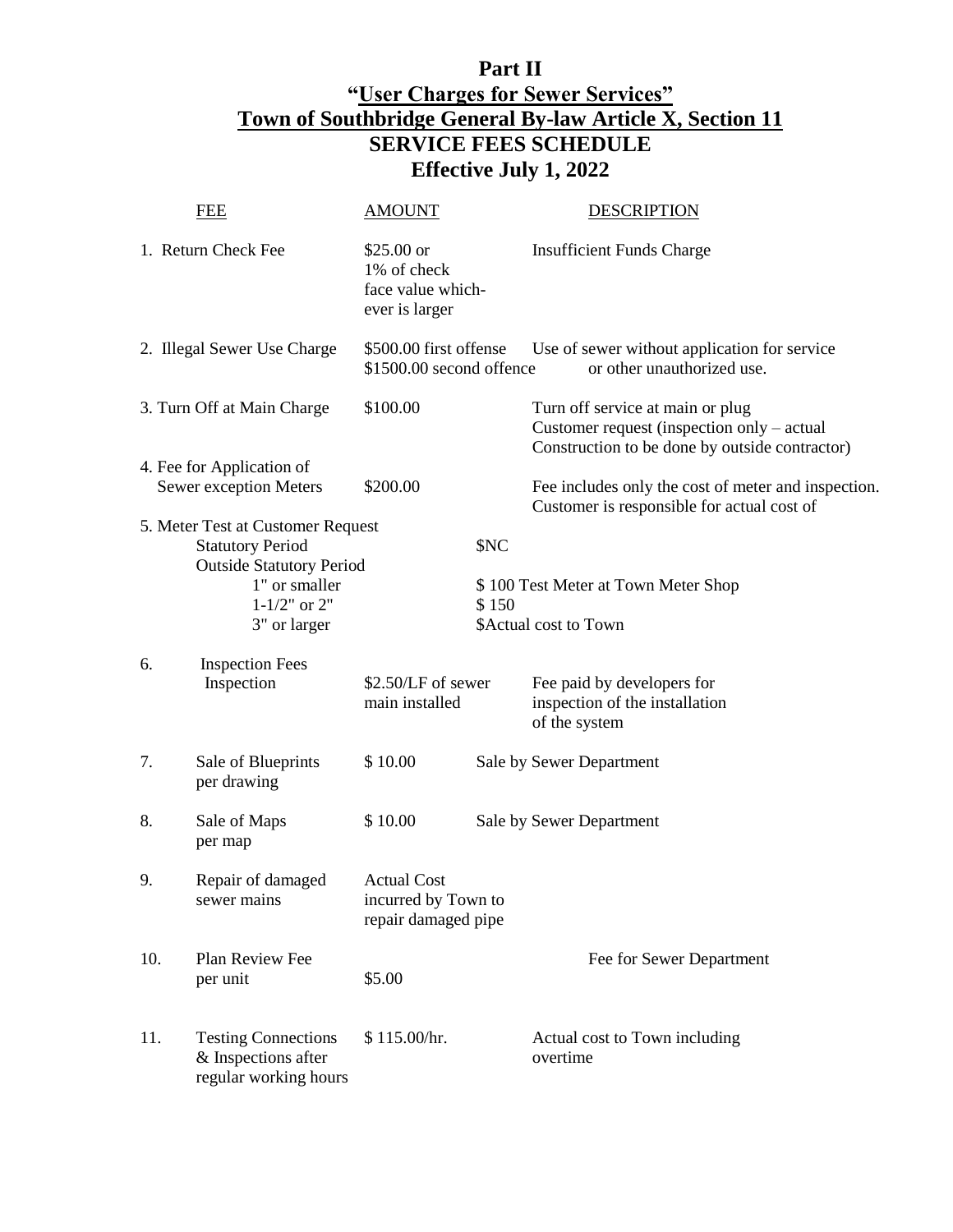# Part II

## "User Charges for Sewer Services"

## Town of Southbridge General By-law Article X, Section 11

## SERVICE FEES SCHEDULE

## Effective July 1, 2022

| FEE | AMOUNT | DESCRIPTION |
|---|---|---|
| 1. Return Check Fee | $25.00 or 1% of check face value which-ever is larger | Insufficient Funds Charge |
| 2. Illegal Sewer Use Charge | $500.00 first offense<br>$1500.00 second offence | Use of sewer without application for service or other unauthorized use. |
| 3. Turn Off at Main Charge | $100.00 | Turn off service at main or plug<br>Customer request (inspection only – actual Construction to be done by outside contractor) |
| 4. Fee for Application of Sewer exception Meters | $200.00 | Fee includes only the cost of meter and inspection. Customer is responsible for actual cost of |
| 5. Meter Test at Customer Request | | |
| Statutory Period | | $NC |
| Outside Statutory Period | | |
| 1" or smaller | | $ 100 Test Meter at Town Meter Shop |
| 1-1/2" or 2" | | $ 150 |
| 3" or larger | | $Actual cost to Town |
| 6. Inspection Fees<br>Inspection | $2.50/LF of sewer main installed | Fee paid by developers for inspection of the installation of the system |
| 7. Sale of Blueprints per drawing | $ 10.00 | Sale by Sewer Department |
| 8. Sale of Maps per map | $ 10.00 | Sale by Sewer Department |
| 9. Repair of damaged sewer mains | Actual Cost incurred by Town to repair damaged pipe | |
| 10. Plan Review Fee per unit | $5.00 | Fee for Sewer Department |
| 11. Testing Connections & Inspections after regular working hours | $ 115.00/hr. | Actual cost to Town including overtime |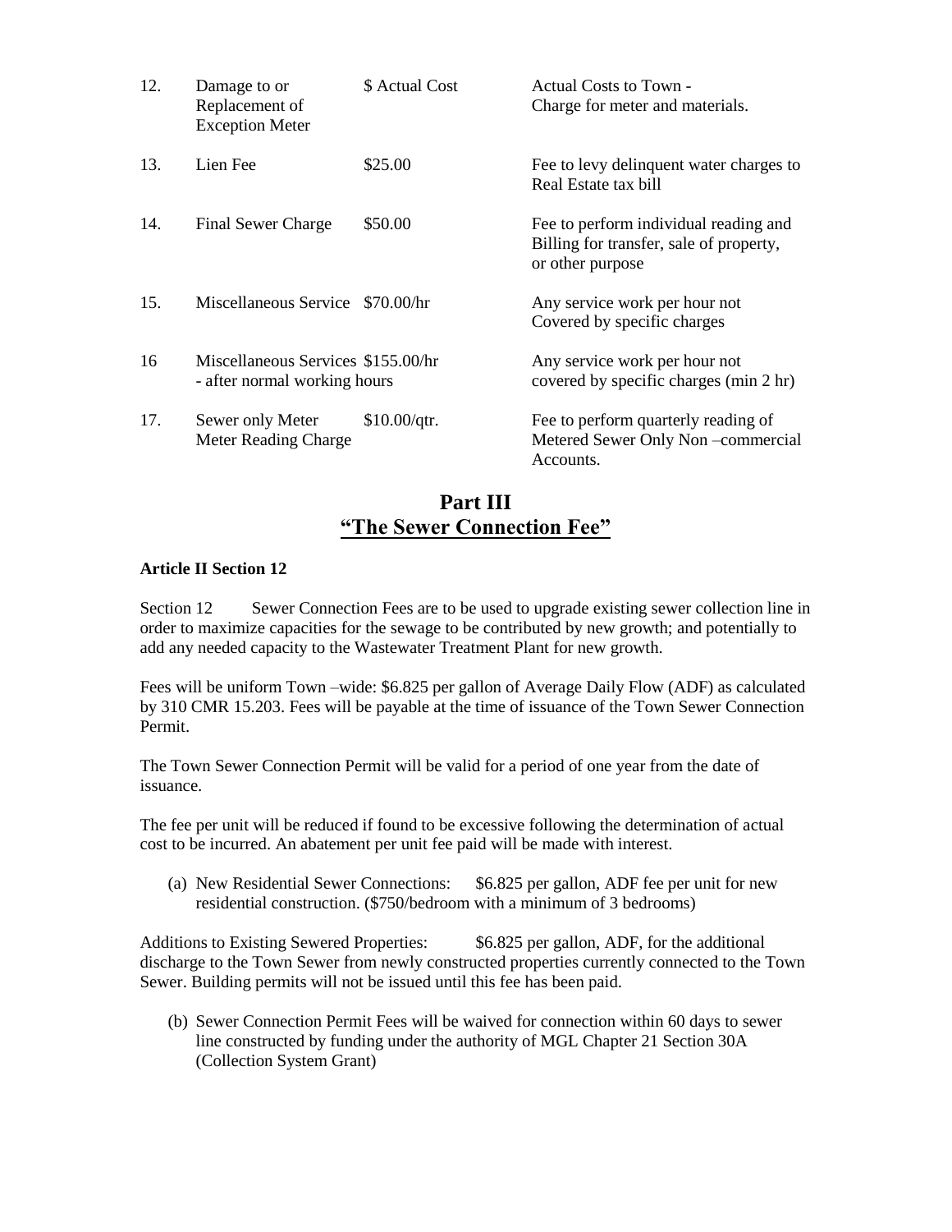| | | | |
|---|---|---|---|
| 12. | Damage to or Replacement of Exception Meter | \$ Actual Cost | Actual Costs to Town - Charge for meter and materials. |
| 13. | Lien Fee | \$25.00 | Fee to levy delinquent water charges to Real Estate tax bill |
| 14. | Final Sewer Charge | \$50.00 | Fee to perform individual reading and Billing for transfer, sale of property, or other purpose |
| 15. | Miscellaneous Service | \$70.00/hr | Any service work per hour not Covered by specific charges |
| 16 | Miscellaneous Services - after normal working hours | \$155.00/hr | Any service work per hour not covered by specific charges (min 2 hr) |
| 17. | Sewer only Meter Meter Reading Charge | \$10.00/qtr. | Fee to perform quarterly reading of Metered Sewer Only Non –commercial Accounts. |

## Part III
## "The Sewer Connection Fee"

**Article II Section 12**

Section 12 Sewer Connection Fees are to be used to upgrade existing sewer collection line in order to maximize capacities for the sewage to be contributed by new growth; and potentially to add any needed capacity to the Wastewater Treatment Plant for new growth.

Fees will be uniform Town –wide: \$6.825 per gallon of Average Daily Flow (ADF) as calculated by 310 CMR 15.203. Fees will be payable at the time of issuance of the Town Sewer Connection Permit.

The Town Sewer Connection Permit will be valid for a period of one year from the date of issuance.

The fee per unit will be reduced if found to be excessive following the determination of actual cost to be incurred. An abatement per unit fee paid will be made with interest.

(a) New Residential Sewer Connections: \$6.825 per gallon, ADF fee per unit for new residential construction. (\$750/bedroom with a minimum of 3 bedrooms)

Additions to Existing Sewered Properties: \$6.825 per gallon, ADF, for the additional discharge to the Town Sewer from newly constructed properties currently connected to the Town Sewer. Building permits will not be issued until this fee has been paid.

(b) Sewer Connection Permit Fees will be waived for connection within 60 days to sewer line constructed by funding under the authority of MGL Chapter 21 Section 30A (Collection System Grant)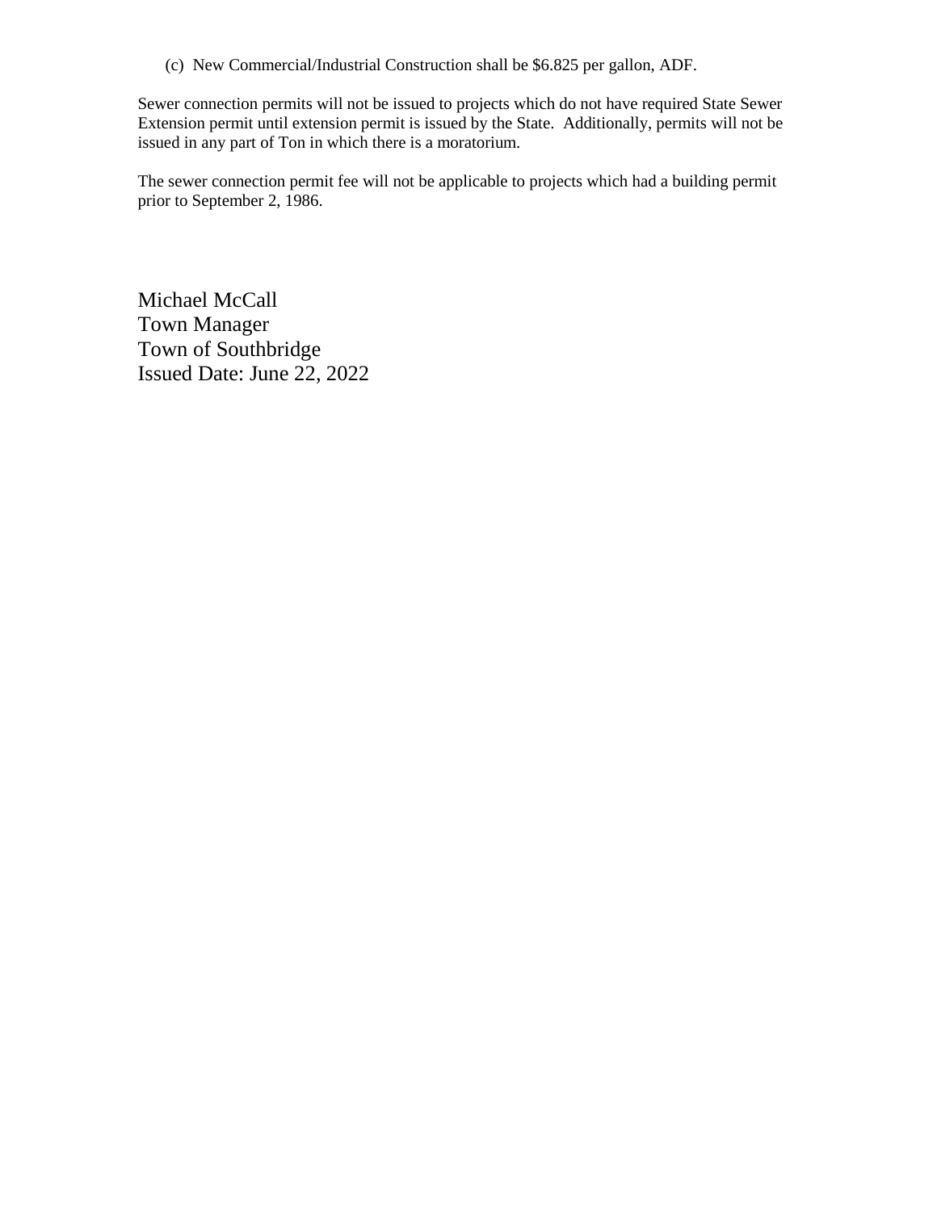(c) New Commercial/Industrial Construction shall be $6.825 per gallon, ADF.

Sewer connection permits will not be issued to projects which do not have required State Sewer Extension permit until extension permit is issued by the State. Additionally, permits will not be issued in any part of Ton in which there is a moratorium.

The sewer connection permit fee will not be applicable to projects which had a building permit prior to September 2, 1986.

Michael McCall  
Town Manager  
Town of Southbridge  
Issued Date: June 22, 2022